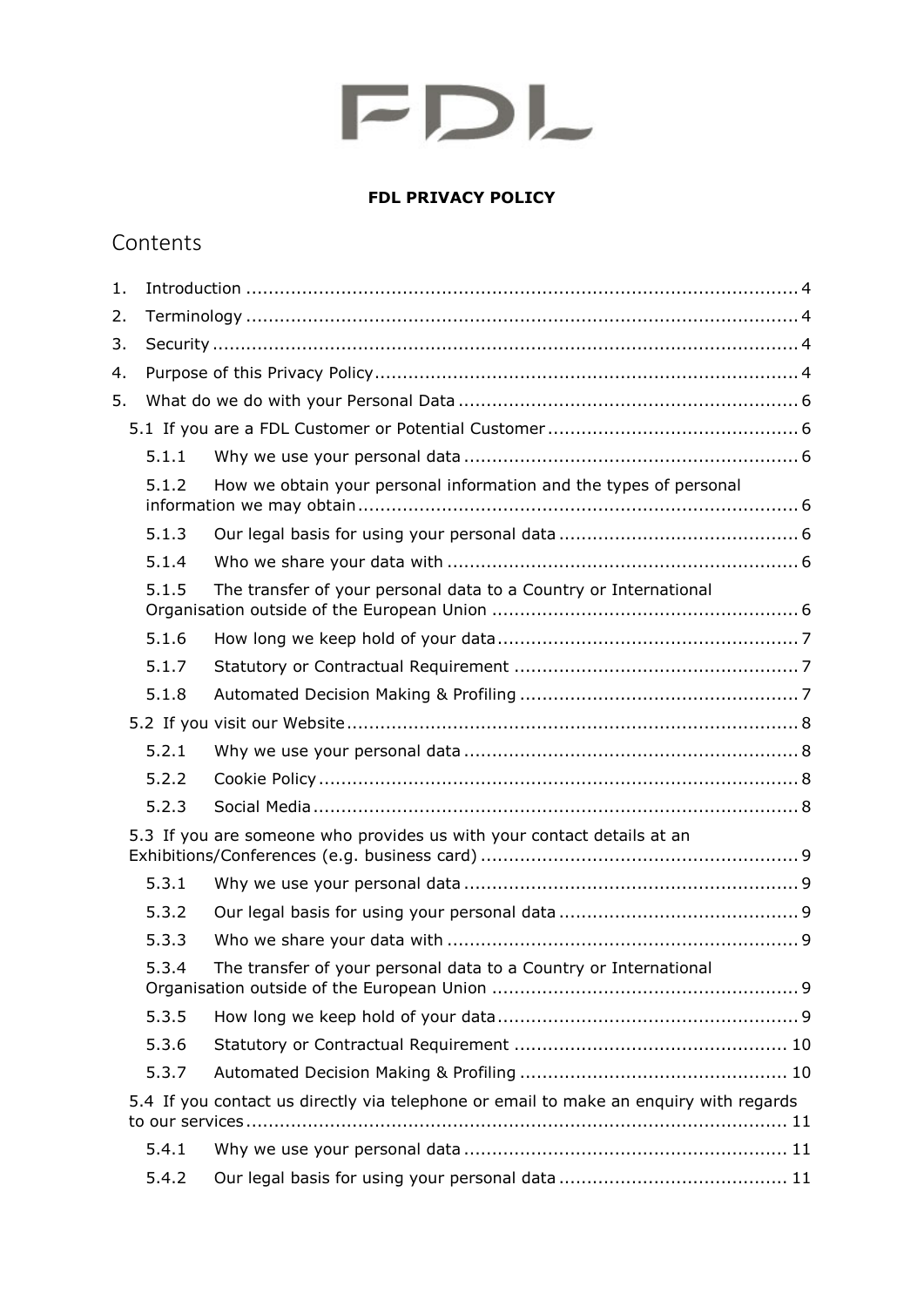FDL

**FDL PRIVACY POLICY**

## Contents

1. Introduction .................................................................................................. 4
2. Terminology .................................................................................................. 4
3. Security ........................................................................................................ 4
4. Purpose of this Privacy Policy ........................................................................... 4
5. What do we do with your Personal Data ............................................................ 6

5.1 If you are a FDL Customer or Potential Customer ............................................ 6

5.1.1 Why we use your personal data ........................................................... 6

5.1.2 How we obtain your personal information and the types of personal information we may obtain .............................................................................. 6

5.1.3 Our legal basis for using your personal data .......................................... 6

5.1.4 Who we share your data with .............................................................. 6

5.1.5 The transfer of your personal data to a Country or International Organisation outside of the European Union ...................................................... 6

5.1.6 How long we keep hold of your data ...................................................... 7

5.1.7 Statutory or Contractual Requirement .................................................. 7

5.1.8 Automated Decision Making & Profiling ................................................. 7

5.2 If you visit our Website ................................................................................ 8

5.2.1 Why we use your personal data ........................................................... 8

5.2.2 Cookie Policy ..................................................................................... 8

5.2.3 Social Media ...................................................................................... 8

5.3 If you are someone who provides us with your contact details at an Exhibitions/Conferences (e.g. business card) ........................................................ 9

5.3.1 Why we use your personal data ........................................................... 9

5.3.2 Our legal basis for using your personal data .......................................... 9

5.3.3 Who we share your data with .............................................................. 9

5.3.4 The transfer of your personal data to a Country or International Organisation outside of the European Union ...................................................... 9

5.3.5 How long we keep hold of your data ...................................................... 9

5.3.6 Statutory or Contractual Requirement ................................................ 10

5.3.7 Automated Decision Making & Profiling ............................................... 10

5.4 If you contact us directly via telephone or email to make an enquiry with regards to our services ................................................................................................ 11

5.4.1 Why we use your personal data ......................................................... 11

5.4.2 Our legal basis for using your personal data ........................................ 11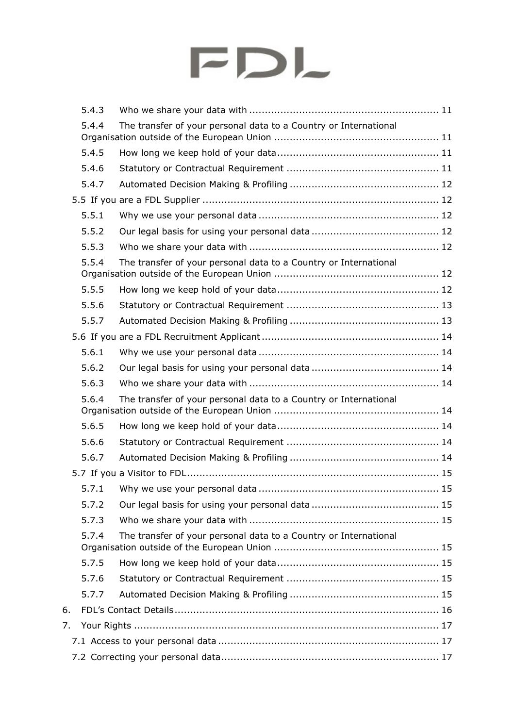5.4.3 Who we share your data with ............................................................ 11

5.4.4 The transfer of your personal data to a Country or International Organisation outside of the European Union .................................................... 11

5.4.5 How long we keep hold of your data ................................................... 11

5.4.6 Statutory or Contractual Requirement ................................................ 11

5.4.7 Automated Decision Making & Profiling ............................................... 12

5.5 If you are a FDL Supplier ........................................................................... 12

5.5.1 Why we use your personal data ......................................................... 12

5.5.2 Our legal basis for using your personal data ........................................ 12

5.5.3 Who we share your data with ............................................................ 12

5.5.4 The transfer of your personal data to a Country or International Organisation outside of the European Union .................................................... 12

5.5.5 How long we keep hold of your data ................................................... 12

5.5.6 Statutory or Contractual Requirement ................................................ 13

5.5.7 Automated Decision Making & Profiling ............................................... 13

5.6 If you are a FDL Recruitment Applicant ........................................................ 14

5.6.1 Why we use your personal data ......................................................... 14

5.6.2 Our legal basis for using your personal data ........................................ 14

5.6.3 Who we share your data with ............................................................ 14

5.6.4 The transfer of your personal data to a Country or International Organisation outside of the European Union .................................................... 14

5.6.5 How long we keep hold of your data ................................................... 14

5.6.6 Statutory or Contractual Requirement ................................................ 14

5.6.7 Automated Decision Making & Profiling ............................................... 14

5.7 If you a Visitor to FDL................................................................................ 15

5.7.1 Why we use your personal data ......................................................... 15

5.7.2 Our legal basis for using your personal data ........................................ 15

5.7.3 Who we share your data with ............................................................ 15

5.7.4 The transfer of your personal data to a Country or International Organisation outside of the European Union .................................................... 15

5.7.5 How long we keep hold of your data ................................................... 15

5.7.6 Statutory or Contractual Requirement ................................................ 15

5.7.7 Automated Decision Making & Profiling ............................................... 15

6. FDL's Contact Details .................................................................................... 16

7. Your Rights ................................................................................................. 17

7.1 Access to your personal data ...................................................................... 17

7.2 Correcting your personal data ..................................................................... 17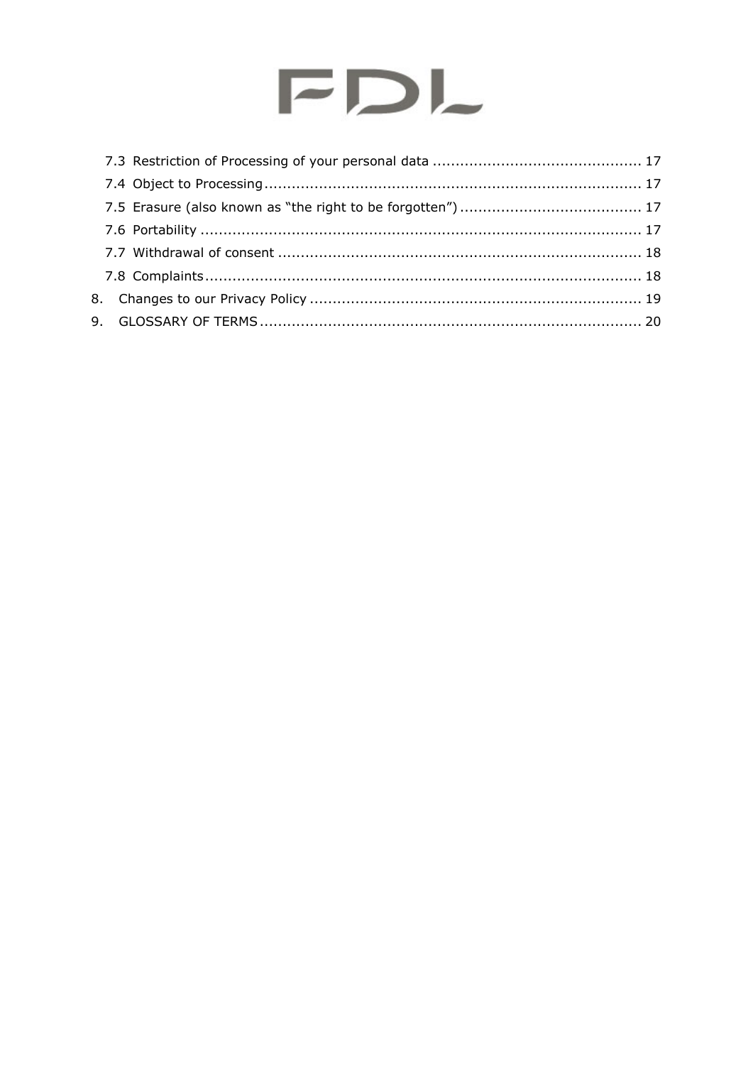7.3 Restriction of Processing of your personal data ............................................ 17
7.4 Object to Processing .................................................................................. 17
7.5 Erasure (also known as "the right to be forgotten") ....................................... 17
7.6 Portability ............................................................................................... 17
7.7 Withdrawal of consent ............................................................................... 18
7.8 Complaints ............................................................................................... 18
8. Changes to our Privacy Policy ........................................................................ 19
9. GLOSSARY OF TERMS .................................................................................. 20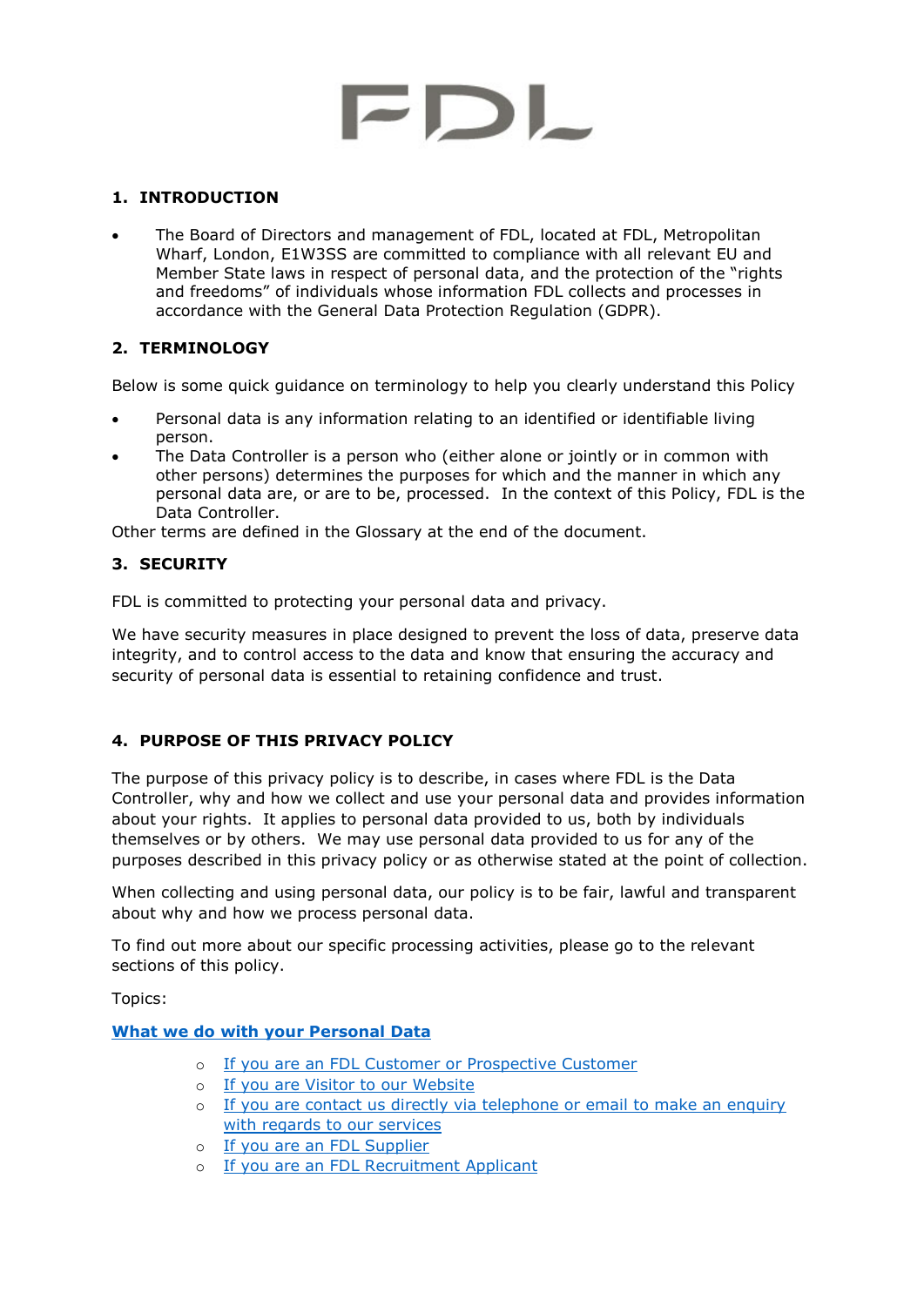FDL

## 1. INTRODUCTION

- The Board of Directors and management of FDL, located at FDL, Metropolitan Wharf, London, E1W3SS are committed to compliance with all relevant EU and Member State laws in respect of personal data, and the protection of the "rights and freedoms" of individuals whose information FDL collects and processes in accordance with the General Data Protection Regulation (GDPR).

## 2. TERMINOLOGY

Below is some quick guidance on terminology to help you clearly understand this Policy

- Personal data is any information relating to an identified or identifiable living person.
- The Data Controller is a person who (either alone or jointly or in common with other persons) determines the purposes for which and the manner in which any personal data are, or are to be, processed. In the context of this Policy, FDL is the Data Controller.

Other terms are defined in the Glossary at the end of the document.

## 3. SECURITY

FDL is committed to protecting your personal data and privacy.

We have security measures in place designed to prevent the loss of data, preserve data integrity, and to control access to the data and know that ensuring the accuracy and security of personal data is essential to retaining confidence and trust.

## 4. PURPOSE OF THIS PRIVACY POLICY

The purpose of this privacy policy is to describe, in cases where FDL is the Data Controller, why and how we collect and use your personal data and provides information about your rights. It applies to personal data provided to us, both by individuals themselves or by others. We may use personal data provided to us for any of the purposes described in this privacy policy or as otherwise stated at the point of collection.

When collecting and using personal data, our policy is to be fair, lawful and transparent about why and how we process personal data.

To find out more about our specific processing activities, please go to the relevant sections of this policy.

Topics:

**What we do with your Personal Data**

- If you are an FDL Customer or Prospective Customer
- If you are Visitor to our Website
- If you are contact us directly via telephone or email to make an enquiry with regards to our services
- If you are an FDL Supplier
- If you are an FDL Recruitment Applicant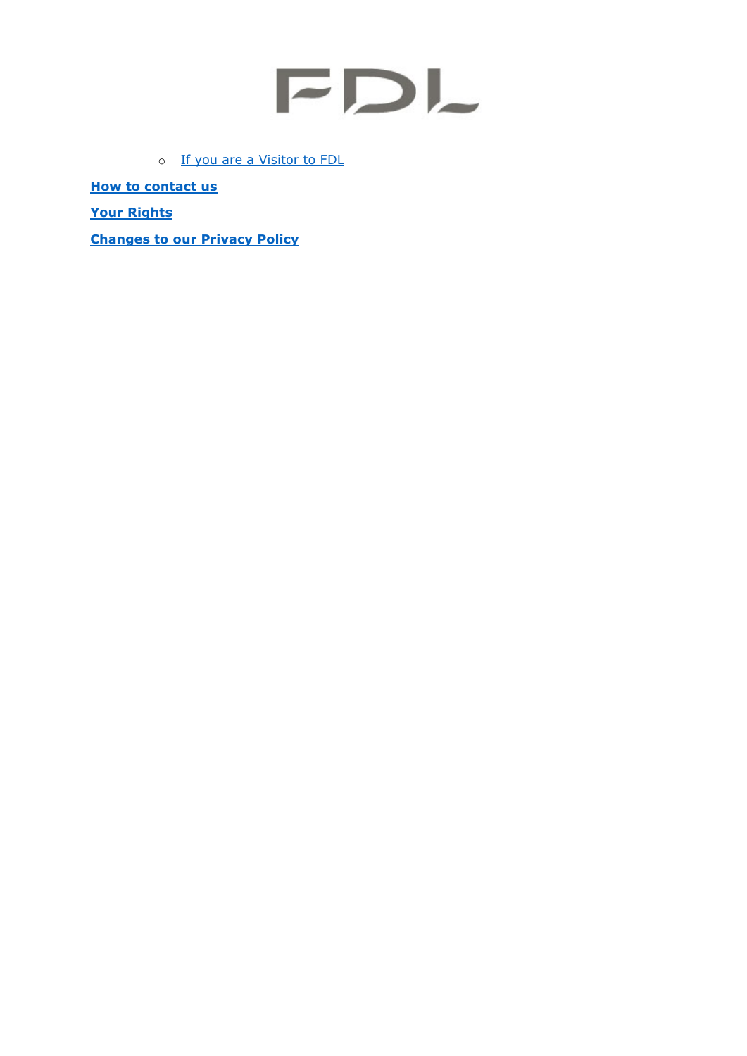- [If you are a Visitor to FDL](#)

**[How to contact us](#)**

**[Your Rights](#)**

**[Changes to our Privacy Policy](#)**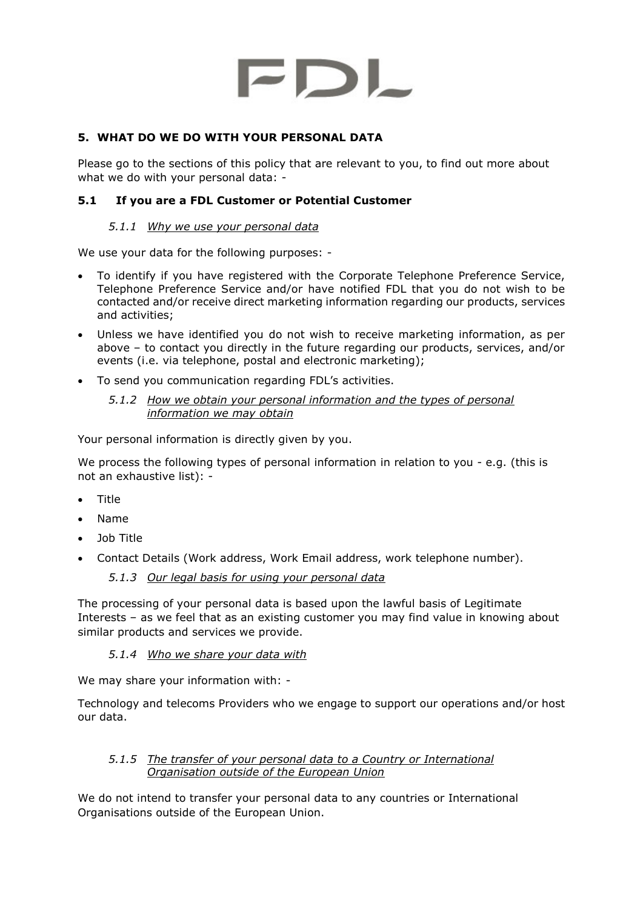## 5. WHAT DO WE DO WITH YOUR PERSONAL DATA

Please go to the sections of this policy that are relevant to you, to find out more about what we do with your personal data: -

### 5.1 If you are a FDL Customer or Potential Customer

#### *5.1.1 Why we use your personal data*

We use your data for the following purposes: -

- To identify if you have registered with the Corporate Telephone Preference Service, Telephone Preference Service and/or have notified FDL that you do not wish to be contacted and/or receive direct marketing information regarding our products, services and activities;
- Unless we have identified you do not wish to receive marketing information, as per above – to contact you directly in the future regarding our products, services, and/or events (i.e. via telephone, postal and electronic marketing);
- To send you communication regarding FDL's activities.

#### *5.1.2 How we obtain your personal information and the types of personal information we may obtain*

Your personal information is directly given by you.

We process the following types of personal information in relation to you - e.g. (this is not an exhaustive list): -

- Title
- Name
- Job Title
- Contact Details (Work address, Work Email address, work telephone number).

#### *5.1.3 Our legal basis for using your personal data*

The processing of your personal data is based upon the lawful basis of Legitimate Interests – as we feel that as an existing customer you may find value in knowing about similar products and services we provide.

#### *5.1.4 Who we share your data with*

We may share your information with: -

Technology and telecoms Providers who we engage to support our operations and/or host our data.

#### *5.1.5 The transfer of your personal data to a Country or International Organisation outside of the European Union*

We do not intend to transfer your personal data to any countries or International Organisations outside of the European Union.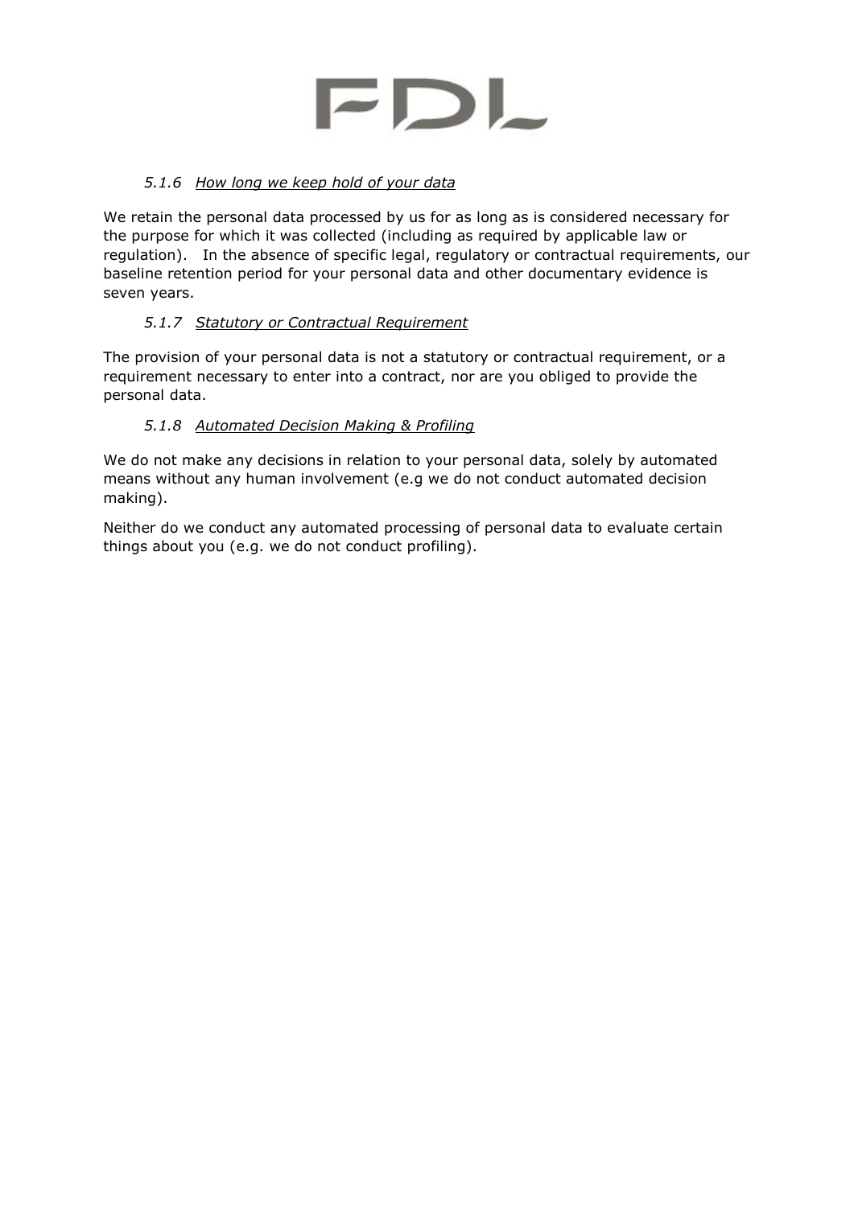#### *5.1.6 How long we keep hold of your data*

We retain the personal data processed by us for as long as is considered necessary for the purpose for which it was collected (including as required by applicable law or regulation). In the absence of specific legal, regulatory or contractual requirements, our baseline retention period for your personal data and other documentary evidence is seven years.

#### *5.1.7 Statutory or Contractual Requirement*

The provision of your personal data is not a statutory or contractual requirement, or a requirement necessary to enter into a contract, nor are you obliged to provide the personal data.

#### *5.1.8 Automated Decision Making & Profiling*

We do not make any decisions in relation to your personal data, solely by automated means without any human involvement (e.g we do not conduct automated decision making).

Neither do we conduct any automated processing of personal data to evaluate certain things about you (e.g. we do not conduct profiling).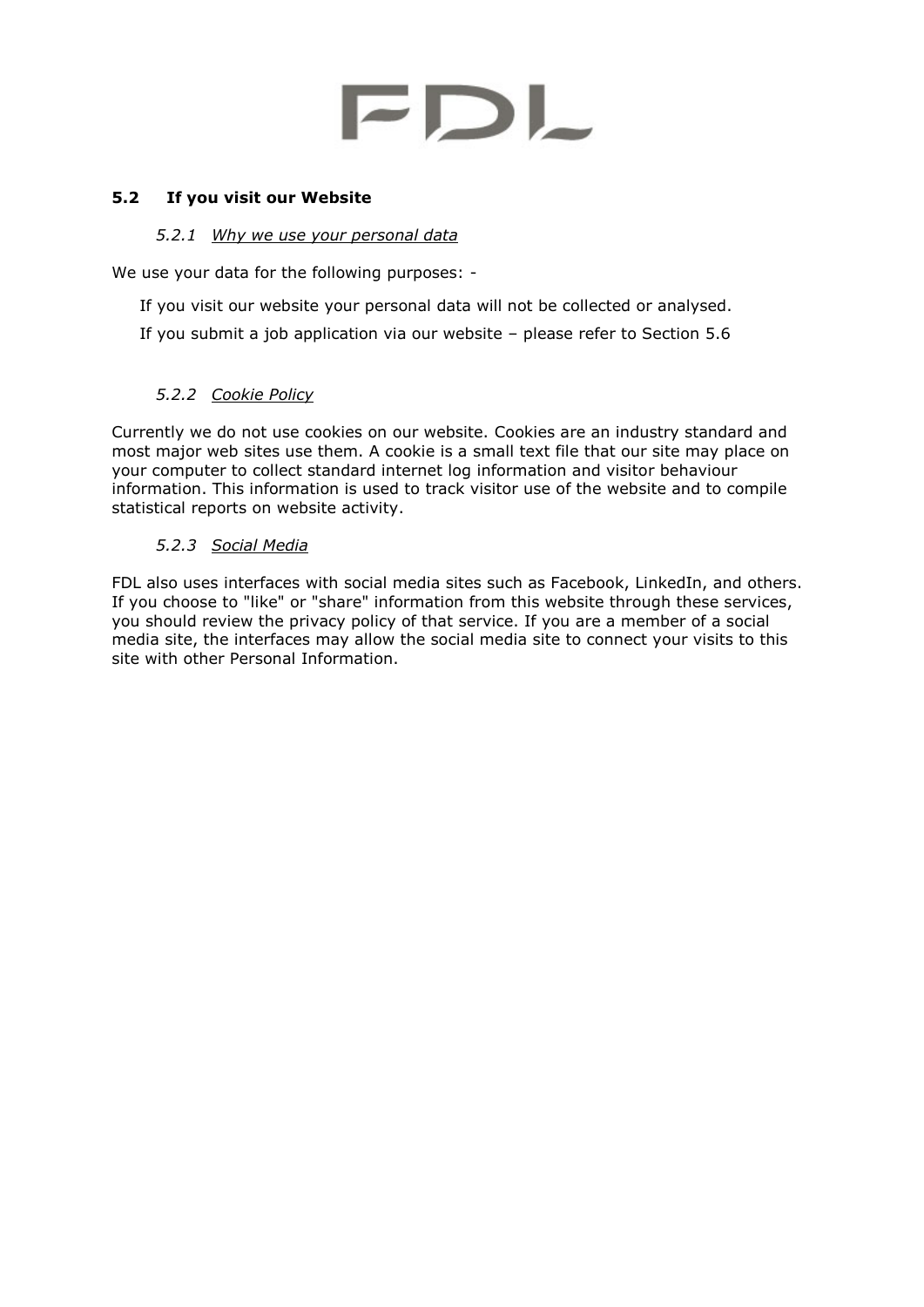## 5.2 If you visit our Website

### *5.2.1 Why we use your personal data*

We use your data for the following purposes: -

If you visit our website your personal data will not be collected or analysed.

If you submit a job application via our website – please refer to Section 5.6

### *5.2.2 Cookie Policy*

Currently we do not use cookies on our website. Cookies are an industry standard and most major web sites use them. A cookie is a small text file that our site may place on your computer to collect standard internet log information and visitor behaviour information. This information is used to track visitor use of the website and to compile statistical reports on website activity.

### *5.2.3 Social Media*

FDL also uses interfaces with social media sites such as Facebook, LinkedIn, and others. If you choose to "like" or "share" information from this website through these services, you should review the privacy policy of that service. If you are a member of a social media site, the interfaces may allow the social media site to connect your visits to this site with other Personal Information.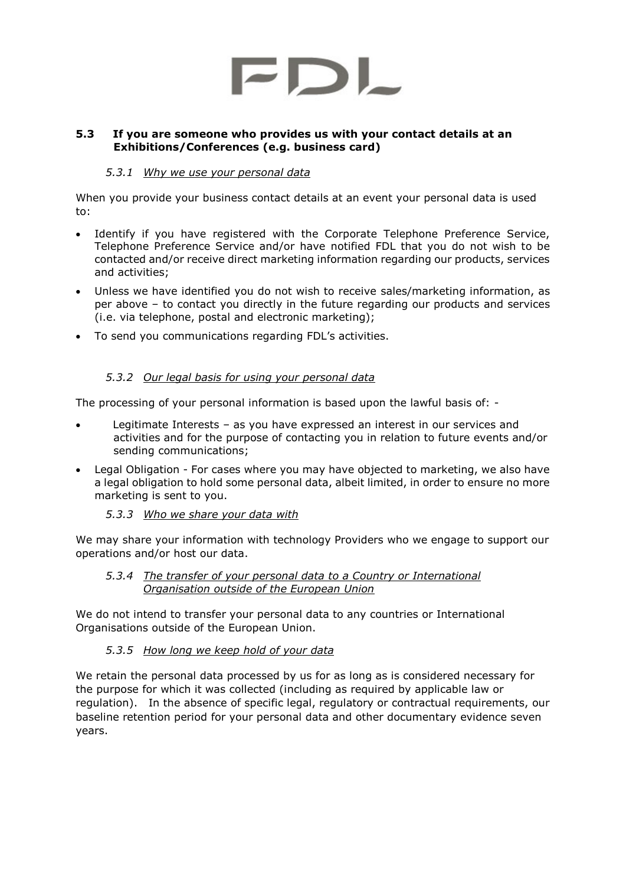### 5.3 If you are someone who provides us with your contact details at an Exhibitions/Conferences (e.g. business card)

#### *5.3.1 Why we use your personal data*

When you provide your business contact details at an event your personal data is used to:

- Identify if you have registered with the Corporate Telephone Preference Service, Telephone Preference Service and/or have notified FDL that you do not wish to be contacted and/or receive direct marketing information regarding our products, services and activities;
- Unless we have identified you do not wish to receive sales/marketing information, as per above – to contact you directly in the future regarding our products and services (i.e. via telephone, postal and electronic marketing);
- To send you communications regarding FDL's activities.

#### *5.3.2 Our legal basis for using your personal data*

The processing of your personal information is based upon the lawful basis of: -

- Legitimate Interests – as you have expressed an interest in our services and activities and for the purpose of contacting you in relation to future events and/or sending communications;
- Legal Obligation - For cases where you may have objected to marketing, we also have a legal obligation to hold some personal data, albeit limited, in order to ensure no more marketing is sent to you.

#### *5.3.3 Who we share your data with*

We may share your information with technology Providers who we engage to support our operations and/or host our data.

#### *5.3.4 The transfer of your personal data to a Country or International Organisation outside of the European Union*

We do not intend to transfer your personal data to any countries or International Organisations outside of the European Union.

#### *5.3.5 How long we keep hold of your data*

We retain the personal data processed by us for as long as is considered necessary for the purpose for which it was collected (including as required by applicable law or regulation). In the absence of specific legal, regulatory or contractual requirements, our baseline retention period for your personal data and other documentary evidence seven years.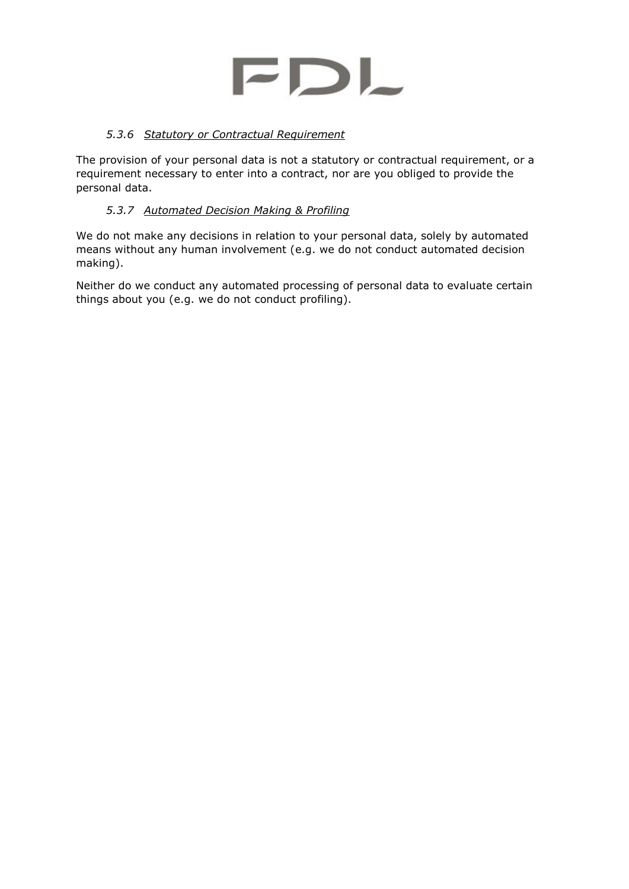#### *5.3.6 Statutory or Contractual Requirement*

The provision of your personal data is not a statutory or contractual requirement, or a requirement necessary to enter into a contract, nor are you obliged to provide the personal data.

#### *5.3.7 Automated Decision Making & Profiling*

We do not make any decisions in relation to your personal data, solely by automated means without any human involvement (e.g. we do not conduct automated decision making).

Neither do we conduct any automated processing of personal data to evaluate certain things about you (e.g. we do not conduct profiling).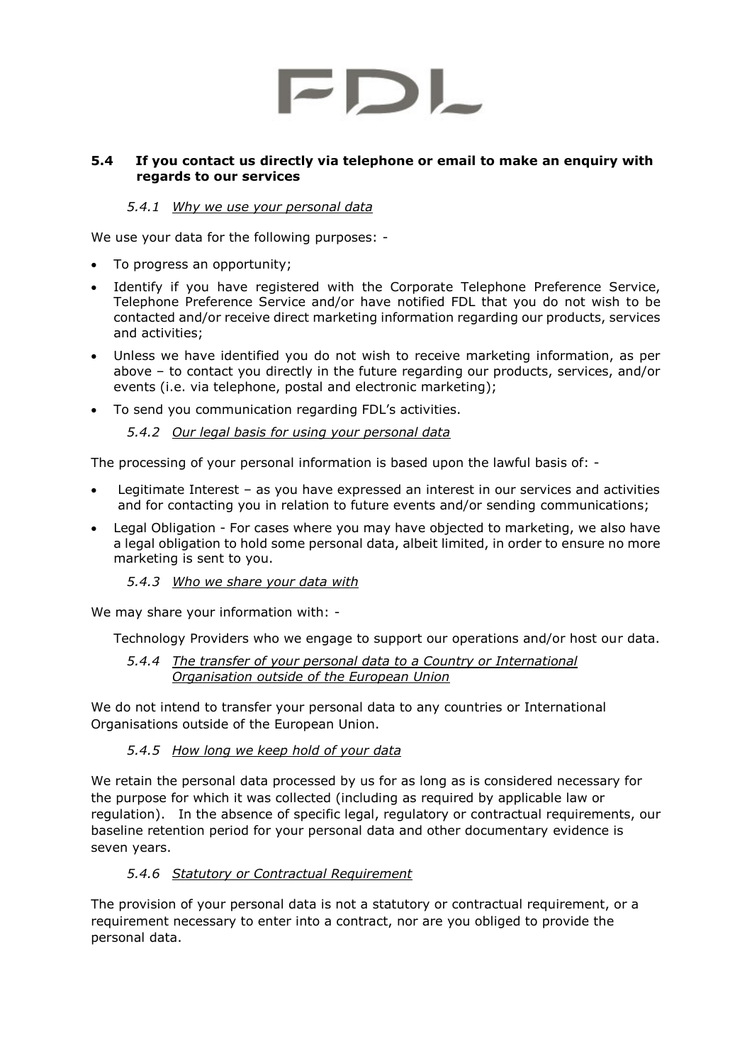### 5.4 If you contact us directly via telephone or email to make an enquiry with regards to our services

#### *5.4.1 Why we use your personal data*

We use your data for the following purposes: -

- To progress an opportunity;
- Identify if you have registered with the Corporate Telephone Preference Service, Telephone Preference Service and/or have notified FDL that you do not wish to be contacted and/or receive direct marketing information regarding our products, services and activities;
- Unless we have identified you do not wish to receive marketing information, as per above – to contact you directly in the future regarding our products, services, and/or events (i.e. via telephone, postal and electronic marketing);
- To send you communication regarding FDL's activities.

#### *5.4.2 Our legal basis for using your personal data*

The processing of your personal information is based upon the lawful basis of: -

- Legitimate Interest – as you have expressed an interest in our services and activities and for contacting you in relation to future events and/or sending communications;
- Legal Obligation - For cases where you may have objected to marketing, we also have a legal obligation to hold some personal data, albeit limited, in order to ensure no more marketing is sent to you.

#### *5.4.3 Who we share your data with*

We may share your information with: -

Technology Providers who we engage to support our operations and/or host our data.

#### *5.4.4 The transfer of your personal data to a Country or International Organisation outside of the European Union*

We do not intend to transfer your personal data to any countries or International Organisations outside of the European Union.

#### *5.4.5 How long we keep hold of your data*

We retain the personal data processed by us for as long as is considered necessary for the purpose for which it was collected (including as required by applicable law or regulation). In the absence of specific legal, regulatory or contractual requirements, our baseline retention period for your personal data and other documentary evidence is seven years.

#### *5.4.6 Statutory or Contractual Requirement*

The provision of your personal data is not a statutory or contractual requirement, or a requirement necessary to enter into a contract, nor are you obliged to provide the personal data.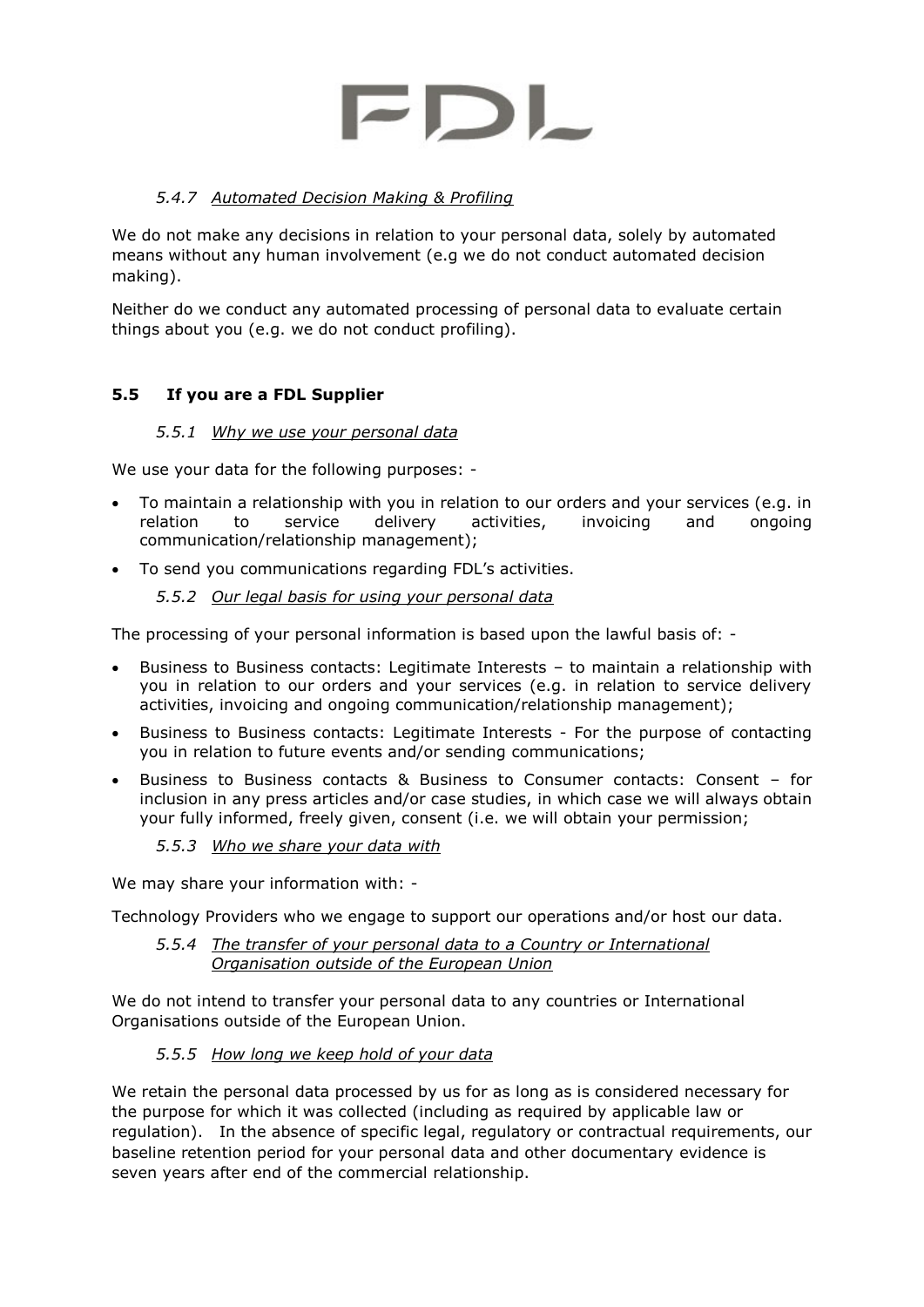#### 5.4.7 *Automated Decision Making & Profiling*

We do not make any decisions in relation to your personal data, solely by automated means without any human involvement (e.g we do not conduct automated decision making).

Neither do we conduct any automated processing of personal data to evaluate certain things about you (e.g. we do not conduct profiling).

### 5.5 If you are a FDL Supplier

#### 5.5.1 *Why we use your personal data*

We use your data for the following purposes: -

- To maintain a relationship with you in relation to our orders and your services (e.g. in relation to service delivery activities, invoicing and ongoing communication/relationship management);
- To send you communications regarding FDL's activities.

#### 5.5.2 *Our legal basis for using your personal data*

The processing of your personal information is based upon the lawful basis of: -

- Business to Business contacts: Legitimate Interests – to maintain a relationship with you in relation to our orders and your services (e.g. in relation to service delivery activities, invoicing and ongoing communication/relationship management);
- Business to Business contacts: Legitimate Interests - For the purpose of contacting you in relation to future events and/or sending communications;
- Business to Business contacts & Business to Consumer contacts: Consent – for inclusion in any press articles and/or case studies, in which case we will always obtain your fully informed, freely given, consent (i.e. we will obtain your permission;

#### 5.5.3 *Who we share your data with*

We may share your information with: -

Technology Providers who we engage to support our operations and/or host our data.

#### 5.5.4 *The transfer of your personal data to a Country or International Organisation outside of the European Union*

We do not intend to transfer your personal data to any countries or International Organisations outside of the European Union.

#### 5.5.5 *How long we keep hold of your data*

We retain the personal data processed by us for as long as is considered necessary for the purpose for which it was collected (including as required by applicable law or regulation). In the absence of specific legal, regulatory or contractual requirements, our baseline retention period for your personal data and other documentary evidence is seven years after end of the commercial relationship.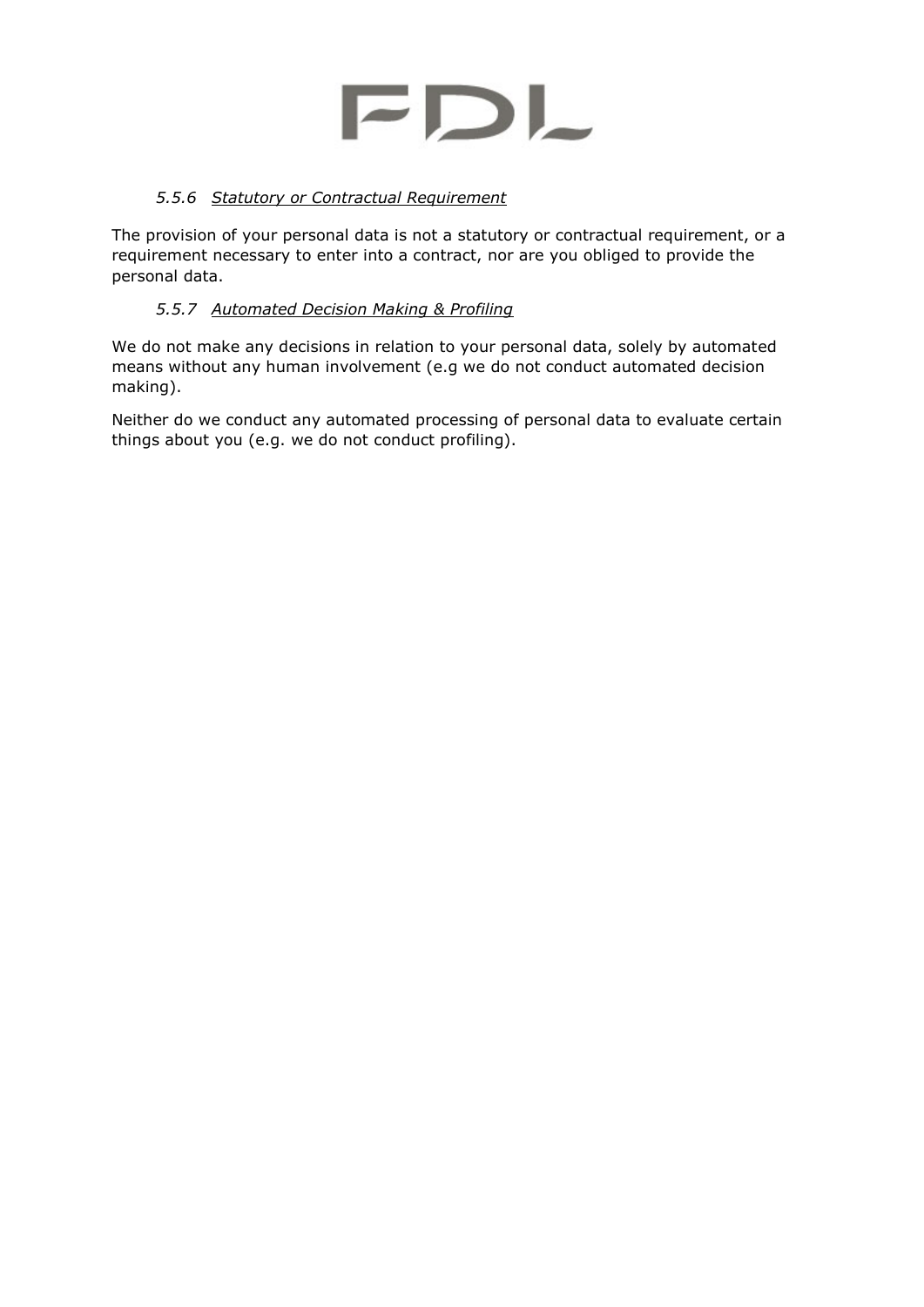#### *5.5.6 Statutory or Contractual Requirement*

The provision of your personal data is not a statutory or contractual requirement, or a requirement necessary to enter into a contract, nor are you obliged to provide the personal data.

#### *5.5.7 Automated Decision Making & Profiling*

We do not make any decisions in relation to your personal data, solely by automated means without any human involvement (e.g we do not conduct automated decision making).

Neither do we conduct any automated processing of personal data to evaluate certain things about you (e.g. we do not conduct profiling).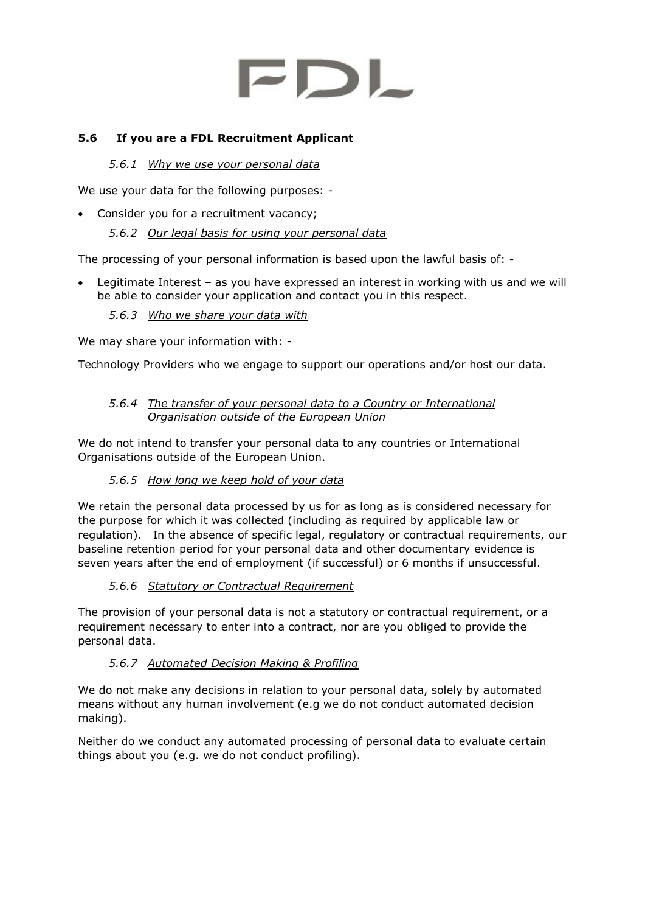## 5.6 If you are a FDL Recruitment Applicant

### *5.6.1 Why we use your personal data*

We use your data for the following purposes: -

- Consider you for a recruitment vacancy;

### *5.6.2 Our legal basis for using your personal data*

The processing of your personal information is based upon the lawful basis of: -

- Legitimate Interest – as you have expressed an interest in working with us and we will be able to consider your application and contact you in this respect.

### *5.6.3 Who we share your data with*

We may share your information with: -

Technology Providers who we engage to support our operations and/or host our data.

### *5.6.4 The transfer of your personal data to a Country or International Organisation outside of the European Union*

We do not intend to transfer your personal data to any countries or International Organisations outside of the European Union.

### *5.6.5 How long we keep hold of your data*

We retain the personal data processed by us for as long as is considered necessary for the purpose for which it was collected (including as required by applicable law or regulation). In the absence of specific legal, regulatory or contractual requirements, our baseline retention period for your personal data and other documentary evidence is seven years after the end of employment (if successful) or 6 months if unsuccessful.

### *5.6.6 Statutory or Contractual Requirement*

The provision of your personal data is not a statutory or contractual requirement, or a requirement necessary to enter into a contract, nor are you obliged to provide the personal data.

### *5.6.7 Automated Decision Making & Profiling*

We do not make any decisions in relation to your personal data, solely by automated means without any human involvement (e.g we do not conduct automated decision making).

Neither do we conduct any automated processing of personal data to evaluate certain things about you (e.g. we do not conduct profiling).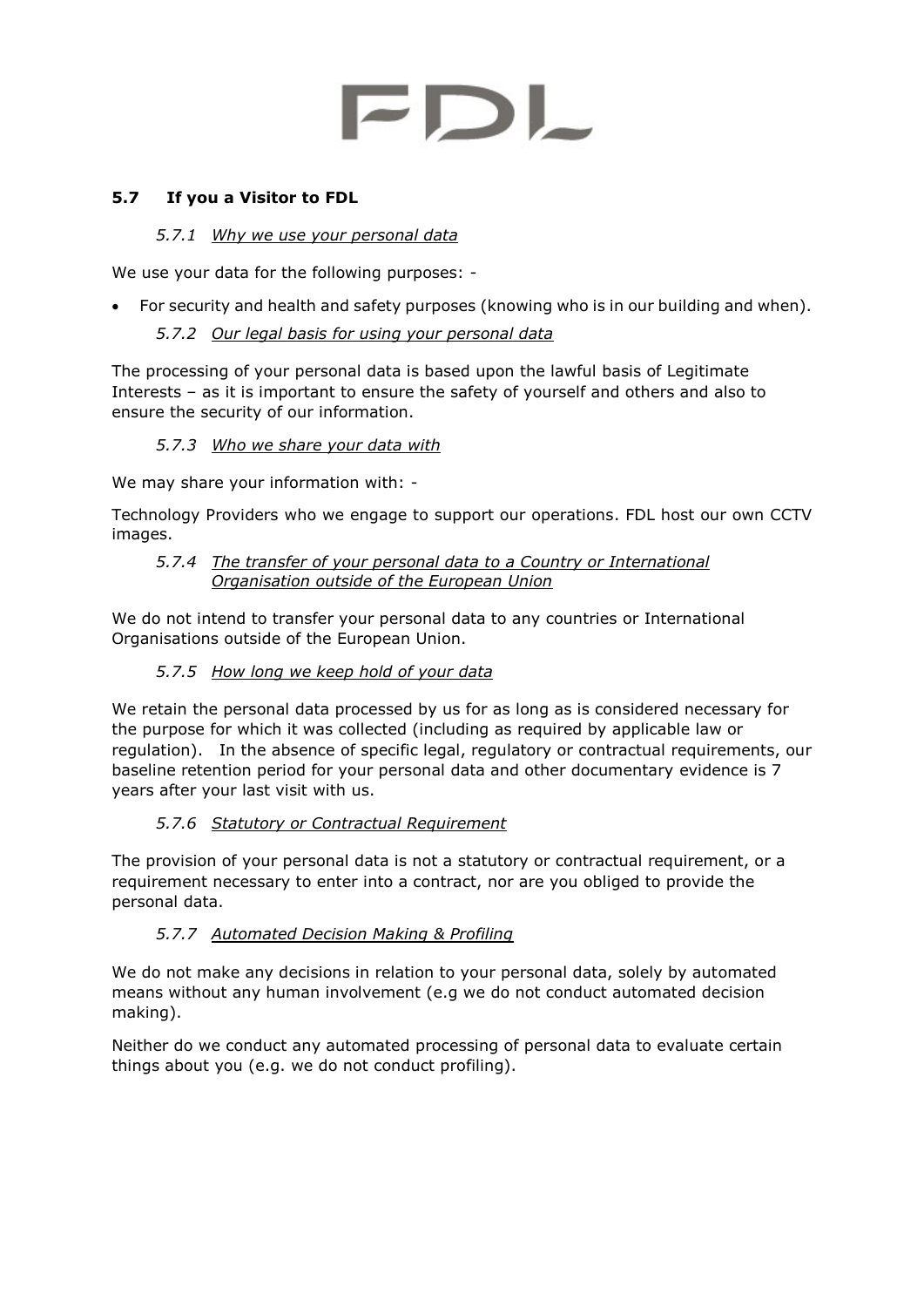## 5.7 If you a Visitor to FDL

### *5.7.1 Why we use your personal data*

We use your data for the following purposes: -

- For security and health and safety purposes (knowing who is in our building and when).

### *5.7.2 Our legal basis for using your personal data*

The processing of your personal data is based upon the lawful basis of Legitimate Interests – as it is important to ensure the safety of yourself and others and also to ensure the security of our information.

### *5.7.3 Who we share your data with*

We may share your information with: -

Technology Providers who we engage to support our operations. FDL host our own CCTV images.

### *5.7.4 The transfer of your personal data to a Country or International Organisation outside of the European Union*

We do not intend to transfer your personal data to any countries or International Organisations outside of the European Union.

### *5.7.5 How long we keep hold of your data*

We retain the personal data processed by us for as long as is considered necessary for the purpose for which it was collected (including as required by applicable law or regulation). In the absence of specific legal, regulatory or contractual requirements, our baseline retention period for your personal data and other documentary evidence is 7 years after your last visit with us.

### *5.7.6 Statutory or Contractual Requirement*

The provision of your personal data is not a statutory or contractual requirement, or a requirement necessary to enter into a contract, nor are you obliged to provide the personal data.

### *5.7.7 Automated Decision Making & Profiling*

We do not make any decisions in relation to your personal data, solely by automated means without any human involvement (e.g we do not conduct automated decision making).

Neither do we conduct any automated processing of personal data to evaluate certain things about you (e.g. we do not conduct profiling).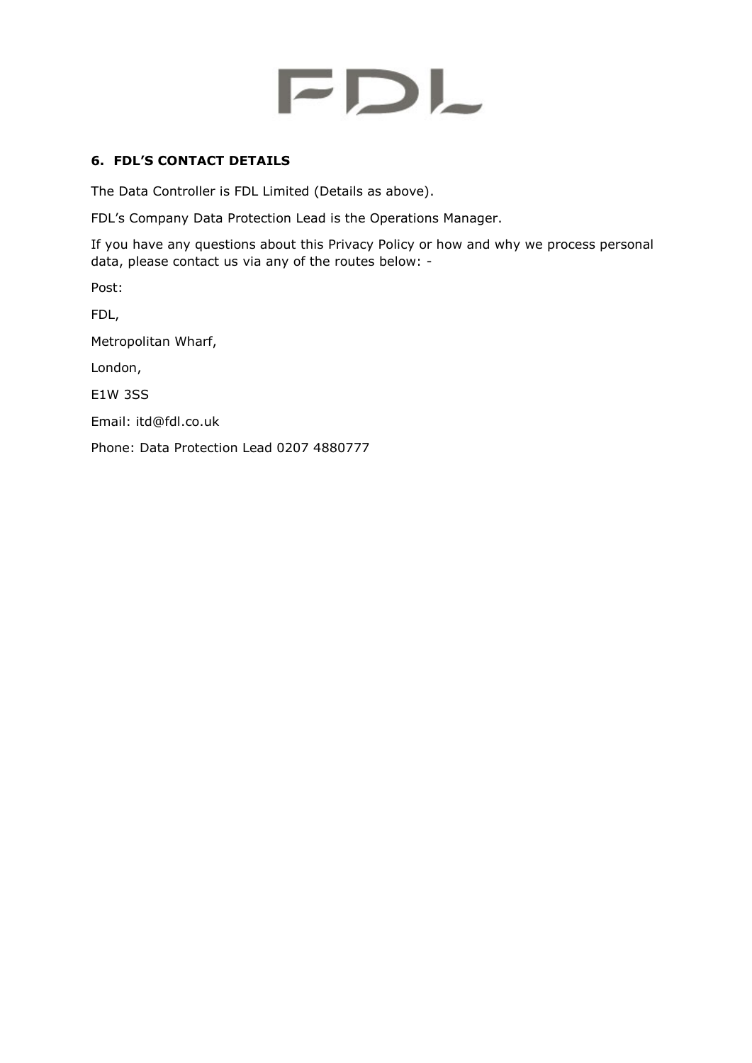## 6. FDL'S CONTACT DETAILS

The Data Controller is FDL Limited (Details as above).

FDL's Company Data Protection Lead is the Operations Manager.

If you have any questions about this Privacy Policy or how and why we process personal data, please contact us via any of the routes below: -

Post:

FDL,

Metropolitan Wharf,

London,

E1W 3SS

Email: itd@fdl.co.uk

Phone: Data Protection Lead 0207 4880777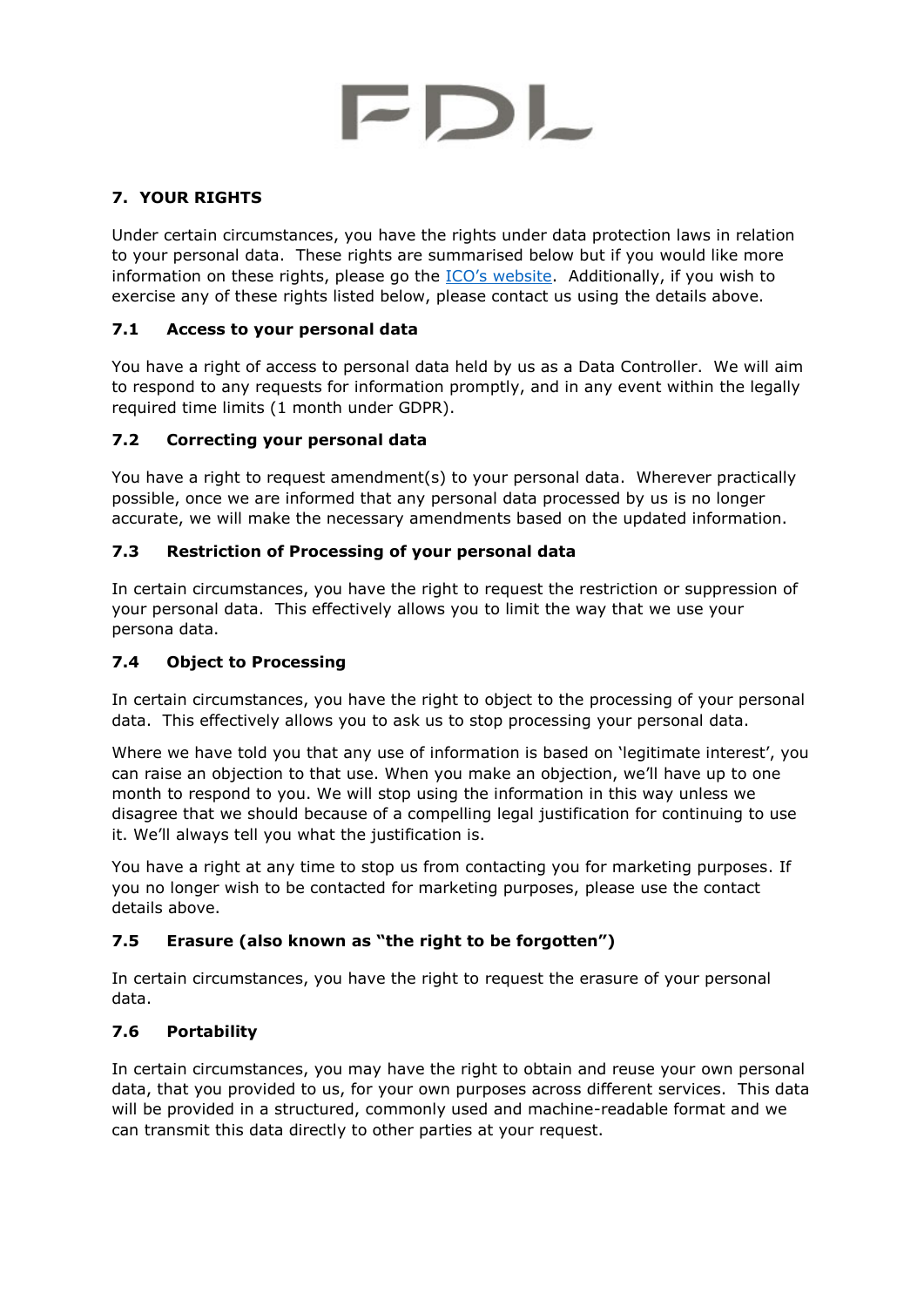## 7. YOUR RIGHTS

Under certain circumstances, you have the rights under data protection laws in relation to your personal data. These rights are summarised below but if you would like more information on these rights, please go the ICO's website. Additionally, if you wish to exercise any of these rights listed below, please contact us using the details above.

### 7.1 Access to your personal data

You have a right of access to personal data held by us as a Data Controller. We will aim to respond to any requests for information promptly, and in any event within the legally required time limits (1 month under GDPR).

### 7.2 Correcting your personal data

You have a right to request amendment(s) to your personal data. Wherever practically possible, once we are informed that any personal data processed by us is no longer accurate, we will make the necessary amendments based on the updated information.

### 7.3 Restriction of Processing of your personal data

In certain circumstances, you have the right to request the restriction or suppression of your personal data. This effectively allows you to limit the way that we use your persona data.

### 7.4 Object to Processing

In certain circumstances, you have the right to object to the processing of your personal data. This effectively allows you to ask us to stop processing your personal data.

Where we have told you that any use of information is based on 'legitimate interest', you can raise an objection to that use. When you make an objection, we'll have up to one month to respond to you. We will stop using the information in this way unless we disagree that we should because of a compelling legal justification for continuing to use it. We'll always tell you what the justification is.

You have a right at any time to stop us from contacting you for marketing purposes. If you no longer wish to be contacted for marketing purposes, please use the contact details above.

### 7.5 Erasure (also known as "the right to be forgotten")

In certain circumstances, you have the right to request the erasure of your personal data.

### 7.6 Portability

In certain circumstances, you may have the right to obtain and reuse your own personal data, that you provided to us, for your own purposes across different services. This data will be provided in a structured, commonly used and machine-readable format and we can transmit this data directly to other parties at your request.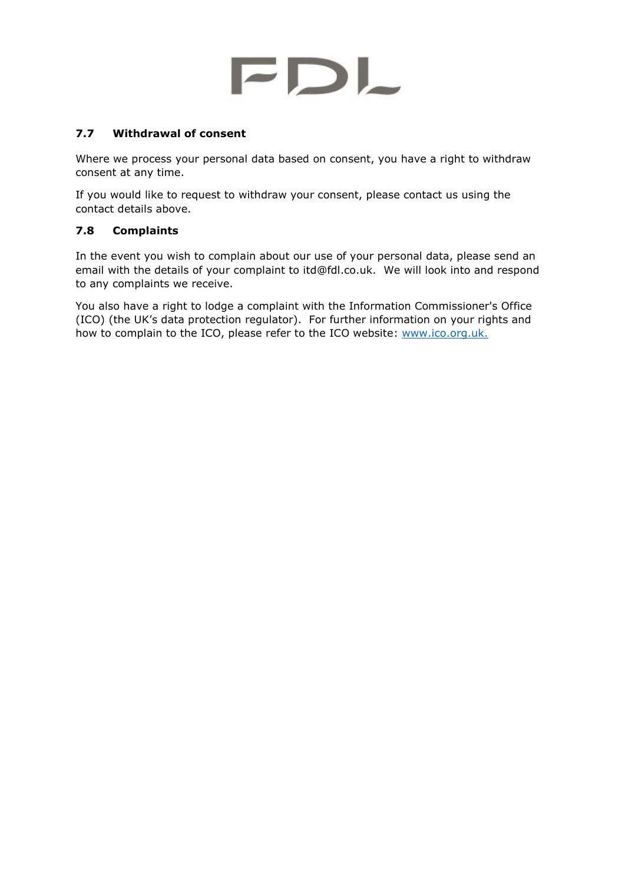### 7.7 Withdrawal of consent

Where we process your personal data based on consent, you have a right to withdraw consent at any time.

If you would like to request to withdraw your consent, please contact us using the contact details above.

### 7.8 Complaints

In the event you wish to complain about our use of your personal data, please send an email with the details of your complaint to itd@fdl.co.uk. We will look into and respond to any complaints we receive.

You also have a right to lodge a complaint with the Information Commissioner's Office (ICO) (the UK's data protection regulator). For further information on your rights and how to complain to the ICO, please refer to the ICO website: [www.ico.org.uk.](http://www.ico.org.uk)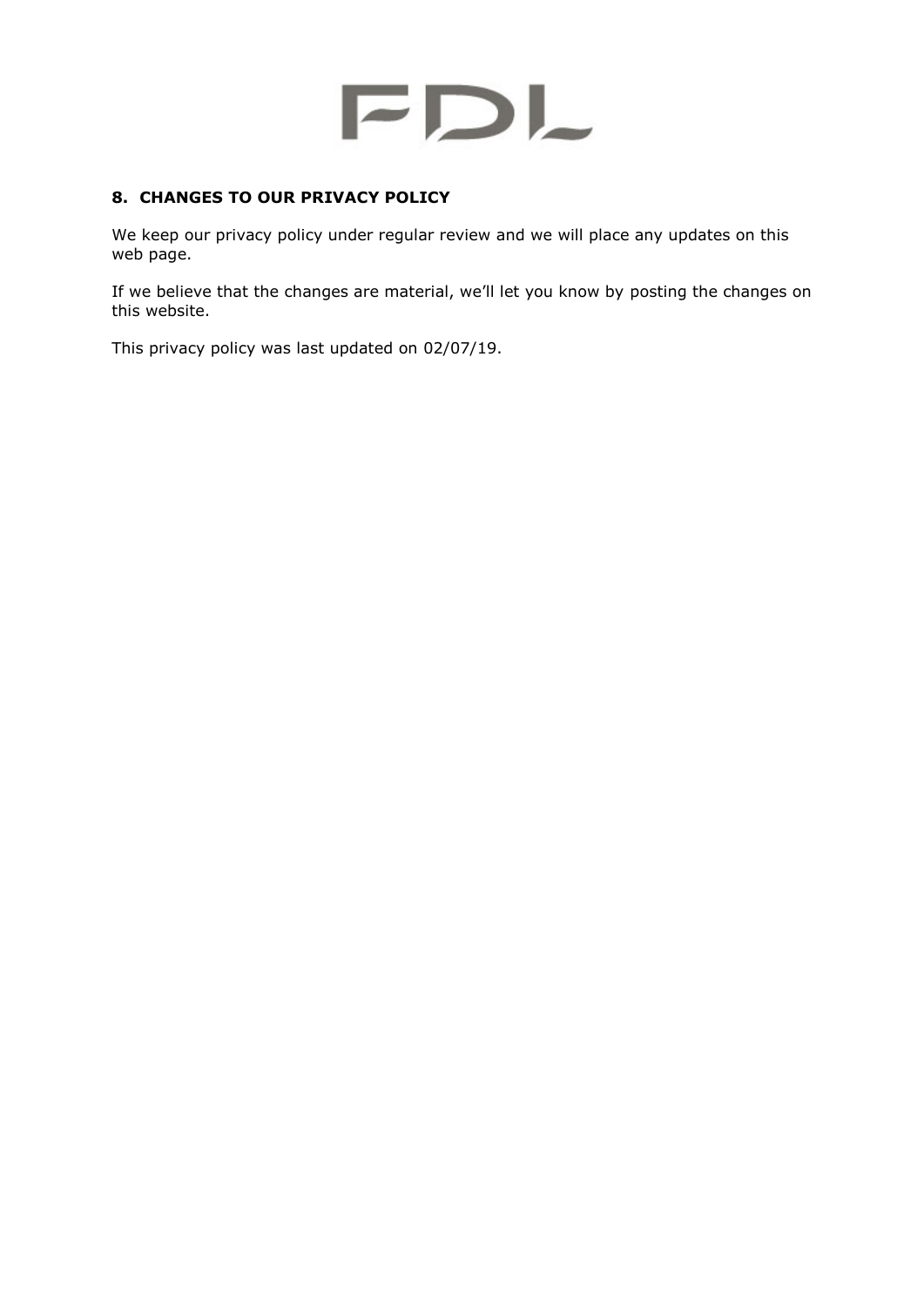## 8. CHANGES TO OUR PRIVACY POLICY

We keep our privacy policy under regular review and we will place any updates on this web page.

If we believe that the changes are material, we'll let you know by posting the changes on this website.

This privacy policy was last updated on 02/07/19.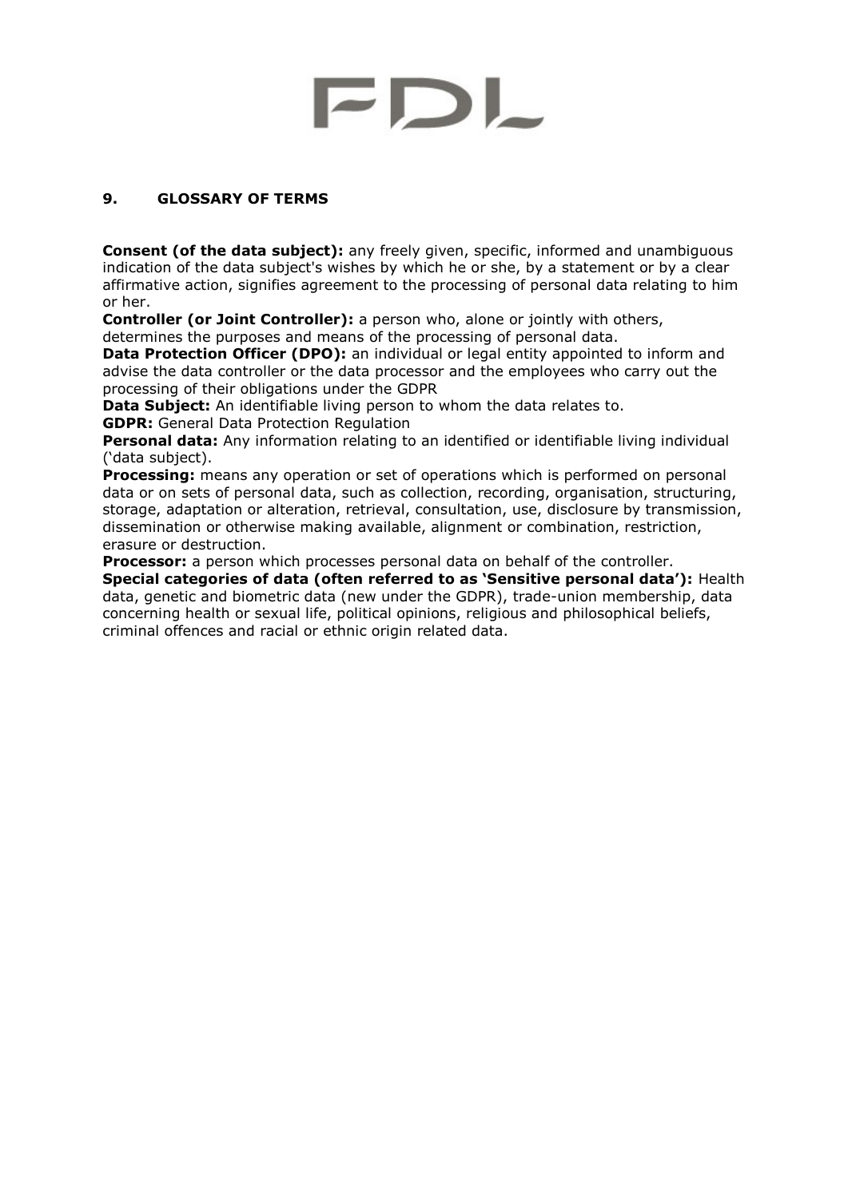## 9. GLOSSARY OF TERMS

**Consent (of the data subject):** any freely given, specific, informed and unambiguous indication of the data subject's wishes by which he or she, by a statement or by a clear affirmative action, signifies agreement to the processing of personal data relating to him or her.

**Controller (or Joint Controller):** a person who, alone or jointly with others, determines the purposes and means of the processing of personal data.

**Data Protection Officer (DPO):** an individual or legal entity appointed to inform and advise the data controller or the data processor and the employees who carry out the processing of their obligations under the GDPR

**Data Subject:** An identifiable living person to whom the data relates to.

**GDPR:** General Data Protection Regulation

**Personal data:** Any information relating to an identified or identifiable living individual ('data subject).

**Processing:** means any operation or set of operations which is performed on personal data or on sets of personal data, such as collection, recording, organisation, structuring, storage, adaptation or alteration, retrieval, consultation, use, disclosure by transmission, dissemination or otherwise making available, alignment or combination, restriction, erasure or destruction.

**Processor:** a person which processes personal data on behalf of the controller.

**Special categories of data (often referred to as 'Sensitive personal data'):** Health data, genetic and biometric data (new under the GDPR), trade-union membership, data concerning health or sexual life, political opinions, religious and philosophical beliefs, criminal offences and racial or ethnic origin related data.